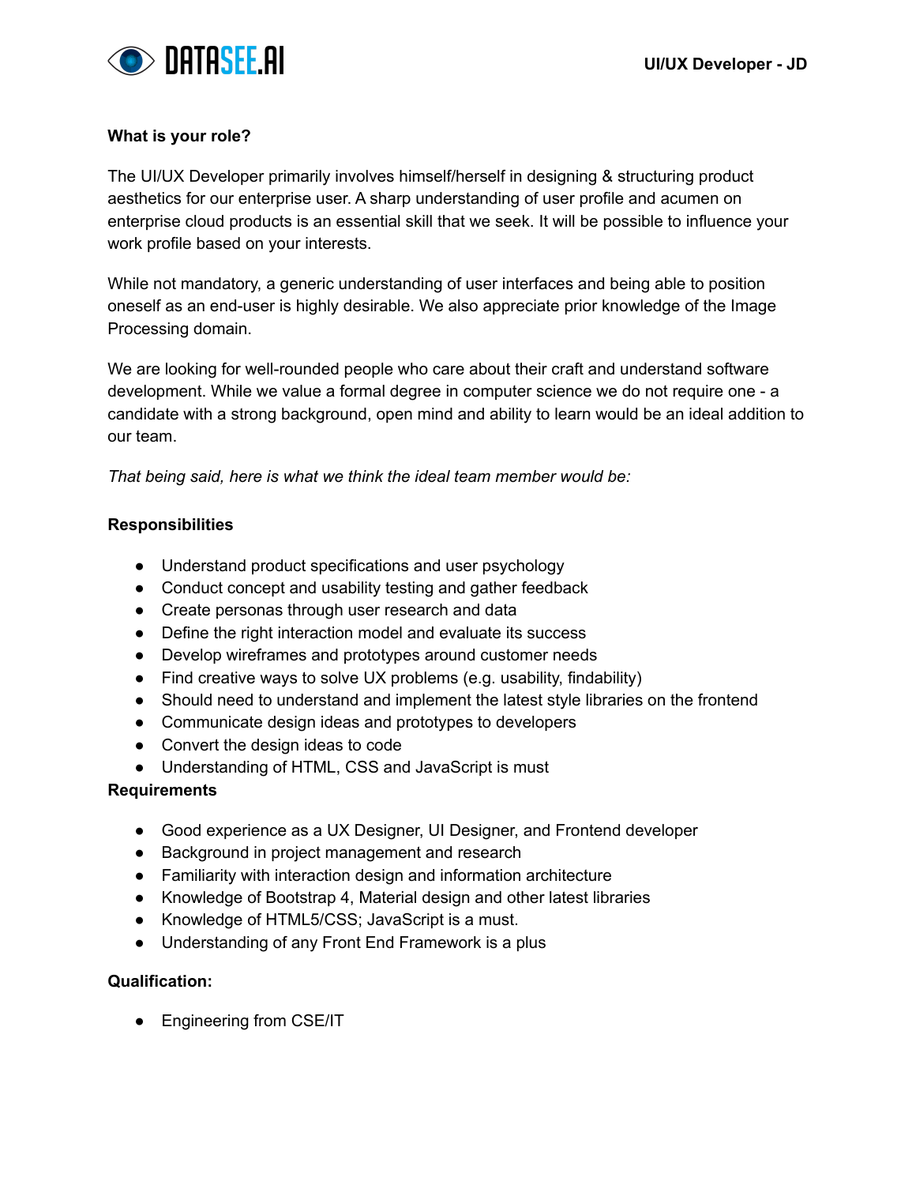DATASEE.AI

UI/UX Developer - JD

**What is your role?**

The UI/UX Developer primarily involves himself/herself in designing & structuring product aesthetics for our enterprise user. A sharp understanding of user profile and acumen on enterprise cloud products is an essential skill that we seek. It will be possible to influence your work profile based on your interests.

While not mandatory, a generic understanding of user interfaces and being able to position oneself as an end-user is highly desirable. We also appreciate prior knowledge of the Image Processing domain.

We are looking for well-rounded people who care about their craft and understand software development. While we value a formal degree in computer science we do not require one - a candidate with a strong background, open mind and ability to learn would be an ideal addition to our team.

*That being said, here is what we think the ideal team member would be:*

**Responsibilities**

- Understand product specifications and user psychology
- Conduct concept and usability testing and gather feedback
- Create personas through user research and data
- Define the right interaction model and evaluate its success
- Develop wireframes and prototypes around customer needs
- Find creative ways to solve UX problems (e.g. usability, findability)
- Should need to understand and implement the latest style libraries on the frontend
- Communicate design ideas and prototypes to developers
- Convert the design ideas to code
- Understanding of HTML, CSS and JavaScript is must

**Requirements**

- Good experience as a UX Designer, UI Designer, and Frontend developer
- Background in project management and research
- Familiarity with interaction design and information architecture
- Knowledge of Bootstrap 4, Material design and other latest libraries
- Knowledge of HTML5/CSS; JavaScript is a must.
- Understanding of any Front End Framework is a plus

**Qualification:**

- Engineering from CSE/IT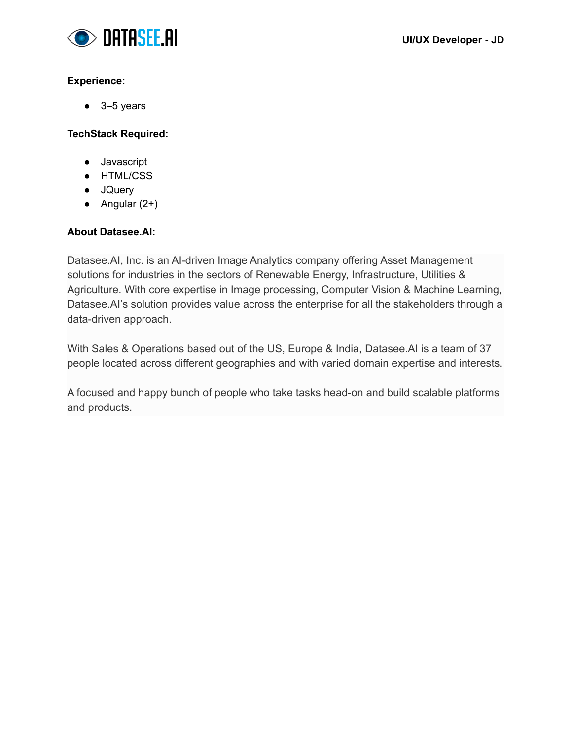**Experience:**

- 3–5 years

**TechStack Required:**

- Javascript
- HTML/CSS
- JQuery
- Angular (2+)

**About Datasee.AI:**

Datasee.AI, Inc. is an AI-driven Image Analytics company offering Asset Management solutions for industries in the sectors of Renewable Energy, Infrastructure, Utilities & Agriculture. With core expertise in Image processing, Computer Vision & Machine Learning, Datasee.AI's solution provides value across the enterprise for all the stakeholders through a data-driven approach.

With Sales & Operations based out of the US, Europe & India, Datasee.AI is a team of 37 people located across different geographies and with varied domain expertise and interests.

A focused and happy bunch of people who take tasks head-on and build scalable platforms and products.